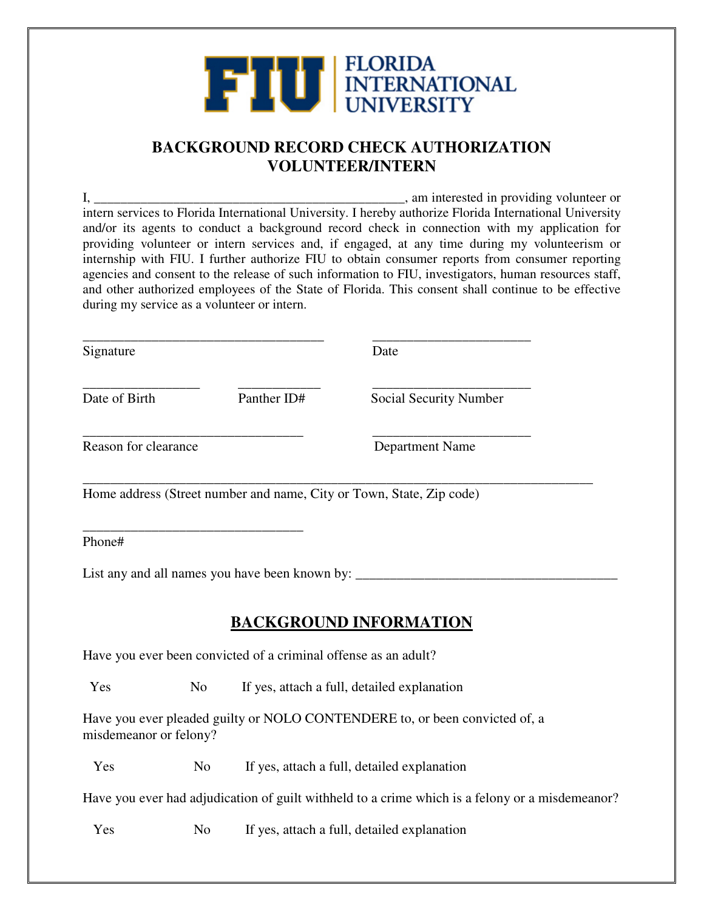FIU | FLORIDA INTERNATIONAL UNIVERSITY

# BACKGROUND RECORD CHECK AUTHORIZATION VOLUNTEER/INTERN

I, ______________________________________________, am interested in providing volunteer or intern services to Florida International University. I hereby authorize Florida International University and/or its agents to conduct a background record check in connection with my application for providing volunteer or intern services and, if engaged, at any time during my volunteerism or internship with FIU. I further authorize FIU to obtain consumer reports from consumer reporting agencies and consent to the release of such information to FIU, investigators, human resources staff, and other authorized employees of the State of Florida. This consent shall continue to be effective during my service as a volunteer or intern.

____________________________________ ________________________

Signature Date

_________________ ____________ ________________________

Date of Birth Panther ID# Social Security Number

_________________________________ ________________________

Reason for clearance Department Name

_____________________________________________________________________________

Home address (Street number and name, City or Town, State, Zip code)

_________________________________

Phone#

List any and all names you have been known by: _______________________________________

## BACKGROUND INFORMATION

Have you ever been convicted of a criminal offense as an adult?

Yes No If yes, attach a full, detailed explanation

Have you ever pleaded guilty or NOLO CONTENDERE to, or been convicted of, a misdemeanor or felony?

Yes No If yes, attach a full, detailed explanation

Have you ever had adjudication of guilt withheld to a crime which is a felony or a misdemeanor?

Yes No If yes, attach a full, detailed explanation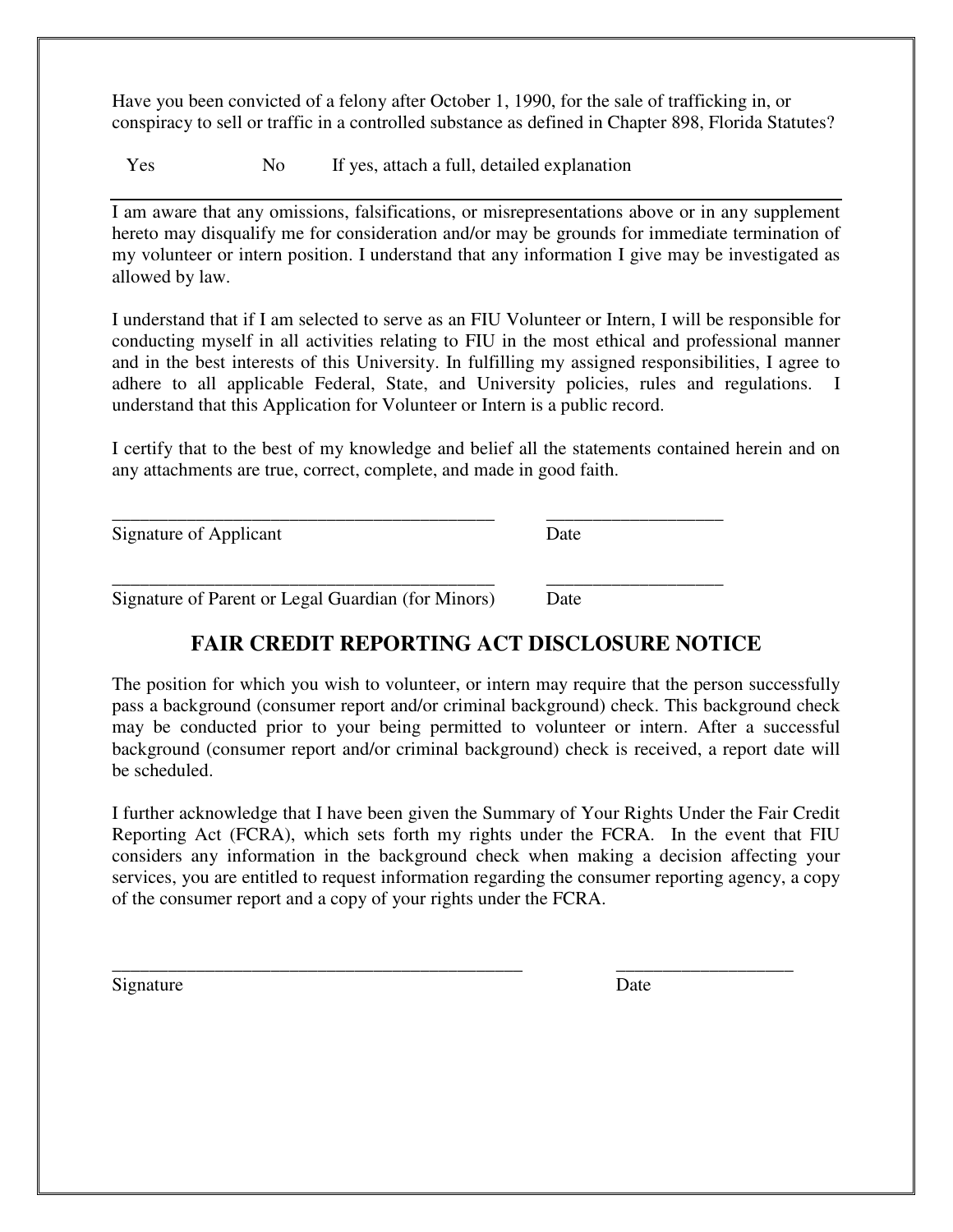Have you been convicted of a felony after October 1, 1990, for the sale of trafficking in, or conspiracy to sell or traffic in a controlled substance as defined in Chapter 898, Florida Statutes?

Yes No If yes, attach a full, detailed explanation

---

I am aware that any omissions, falsifications, or misrepresentations above or in any supplement hereto may disqualify me for consideration and/or may be grounds for immediate termination of my volunteer or intern position. I understand that any information I give may be investigated as allowed by law.

I understand that if I am selected to serve as an FIU Volunteer or Intern, I will be responsible for conducting myself in all activities relating to FIU in the most ethical and professional manner and in the best interests of this University. In fulfilling my assigned responsibilities, I agree to adhere to all applicable Federal, State, and University policies, rules and regulations. I understand that this Application for Volunteer or Intern is a public record.

I certify that to the best of my knowledge and belief all the statements contained herein and on any attachments are true, correct, complete, and made in good faith.

_________________________________________ ___________________
Signature of Applicant Date

_________________________________________ ___________________
Signature of Parent or Legal Guardian (for Minors) Date

## FAIR CREDIT REPORTING ACT DISCLOSURE NOTICE

The position for which you wish to volunteer, or intern may require that the person successfully pass a background (consumer report and/or criminal background) check. This background check may be conducted prior to your being permitted to volunteer or intern. After a successful background (consumer report and/or criminal background) check is received, a report date will be scheduled.

I further acknowledge that I have been given the Summary of Your Rights Under the Fair Credit Reporting Act (FCRA), which sets forth my rights under the FCRA. In the event that FIU considers any information in the background check when making a decision affecting your services, you are entitled to request information regarding the consumer reporting agency, a copy of the consumer report and a copy of your rights under the FCRA.

_____________________________________________ ___________________
Signature Date